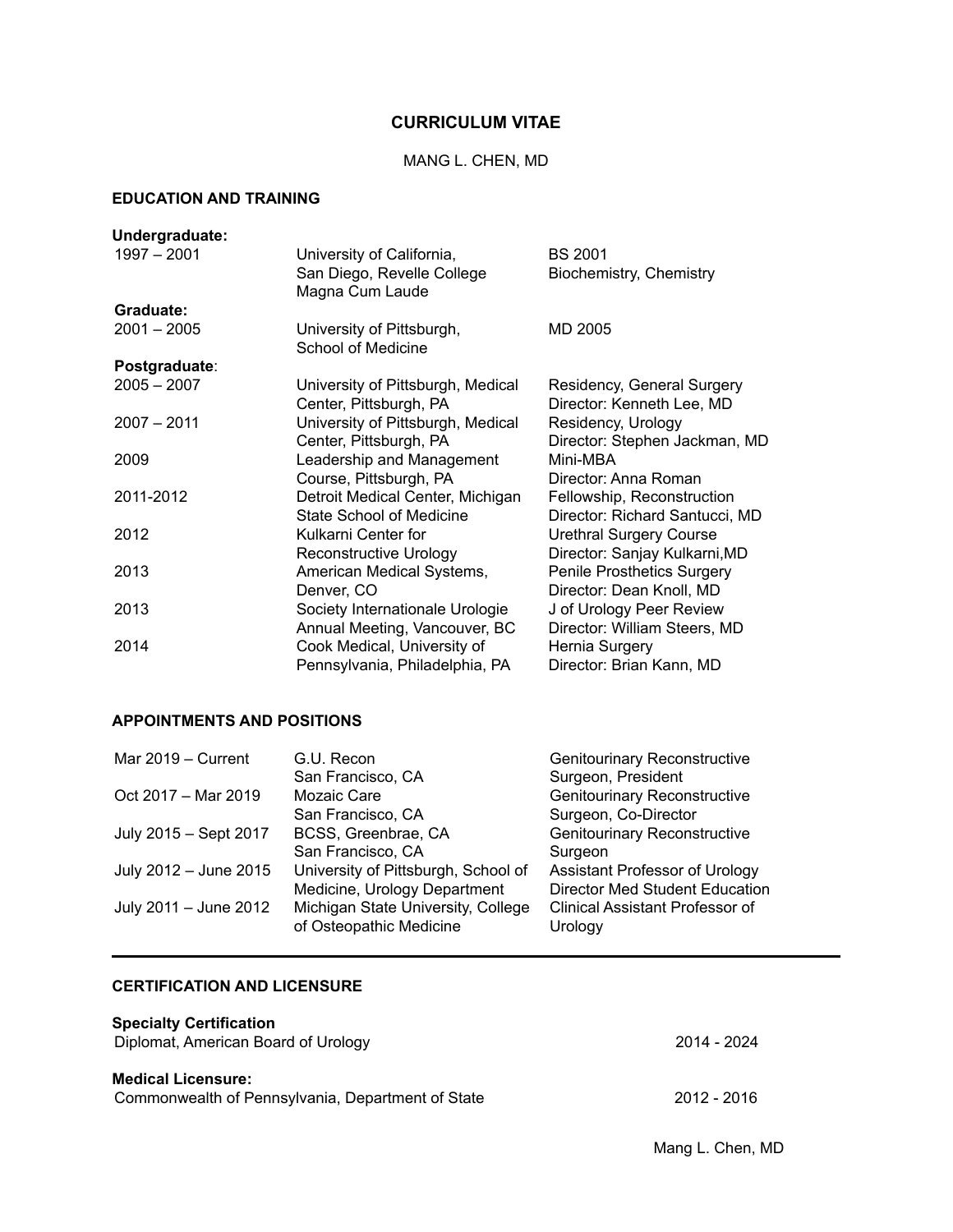# CURRICULUM VITAE

MANG L. CHEN, MD

## EDUCATION AND TRAINING

**Undergraduate:**

| | | |
|---|---|---|
| 1997 – 2001 | University of California, San Diego, Revelle College Magna Cum Laude | BS 2001 Biochemistry, Chemistry |

**Graduate:**

| | | |
|---|---|---|
| 2001 – 2005 | University of Pittsburgh, School of Medicine | MD 2005 |

**Postgraduate**:

| | | |
|---|---|---|
| 2005 – 2007 | University of Pittsburgh, Medical Center, Pittsburgh, PA | Residency, General Surgery Director: Kenneth Lee, MD |
| 2007 – 2011 | University of Pittsburgh, Medical Center, Pittsburgh, PA | Residency, Urology Director: Stephen Jackman, MD |
| 2009 | Leadership and Management Course, Pittsburgh, PA | Mini-MBA Director: Anna Roman |
| 2011-2012 | Detroit Medical Center, Michigan State School of Medicine | Fellowship, Reconstruction Director: Richard Santucci, MD |
| 2012 | Kulkarni Center for Reconstructive Urology | Urethral Surgery Course Director: Sanjay Kulkarni,MD |
| 2013 | American Medical Systems, Denver, CO | Penile Prosthetics Surgery Director: Dean Knoll, MD |
| 2013 | Society Internationale Urologie Annual Meeting, Vancouver, BC | J of Urology Peer Review Director: William Steers, MD |
| 2014 | Cook Medical, University of Pennsylvania, Philadelphia, PA | Hernia Surgery Director: Brian Kann, MD |

## APPOINTMENTS AND POSITIONS

| | | |
|---|---|---|
| Mar 2019 – Current | G.U. Recon San Francisco, CA | Genitourinary Reconstructive Surgeon, President |
| Oct 2017 – Mar 2019 | Mozaic Care San Francisco, CA | Genitourinary Reconstructive Surgeon, Co-Director |
| July 2015 – Sept 2017 | BCSS, Greenbrae, CA San Francisco, CA | Genitourinary Reconstructive Surgeon |
| July 2012 – June 2015 | University of Pittsburgh, School of Medicine, Urology Department | Assistant Professor of Urology Director Med Student Education |
| July 2011 – June 2012 | Michigan State University, College of Osteopathic Medicine | Clinical Assistant Professor of Urology |

---

## CERTIFICATION AND LICENSURE

**Specialty Certification**

Diplomat, American Board of Urology — 2014 - 2024

**Medical Licensure:**

Commonwealth of Pennsylvania, Department of State — 2012 - 2016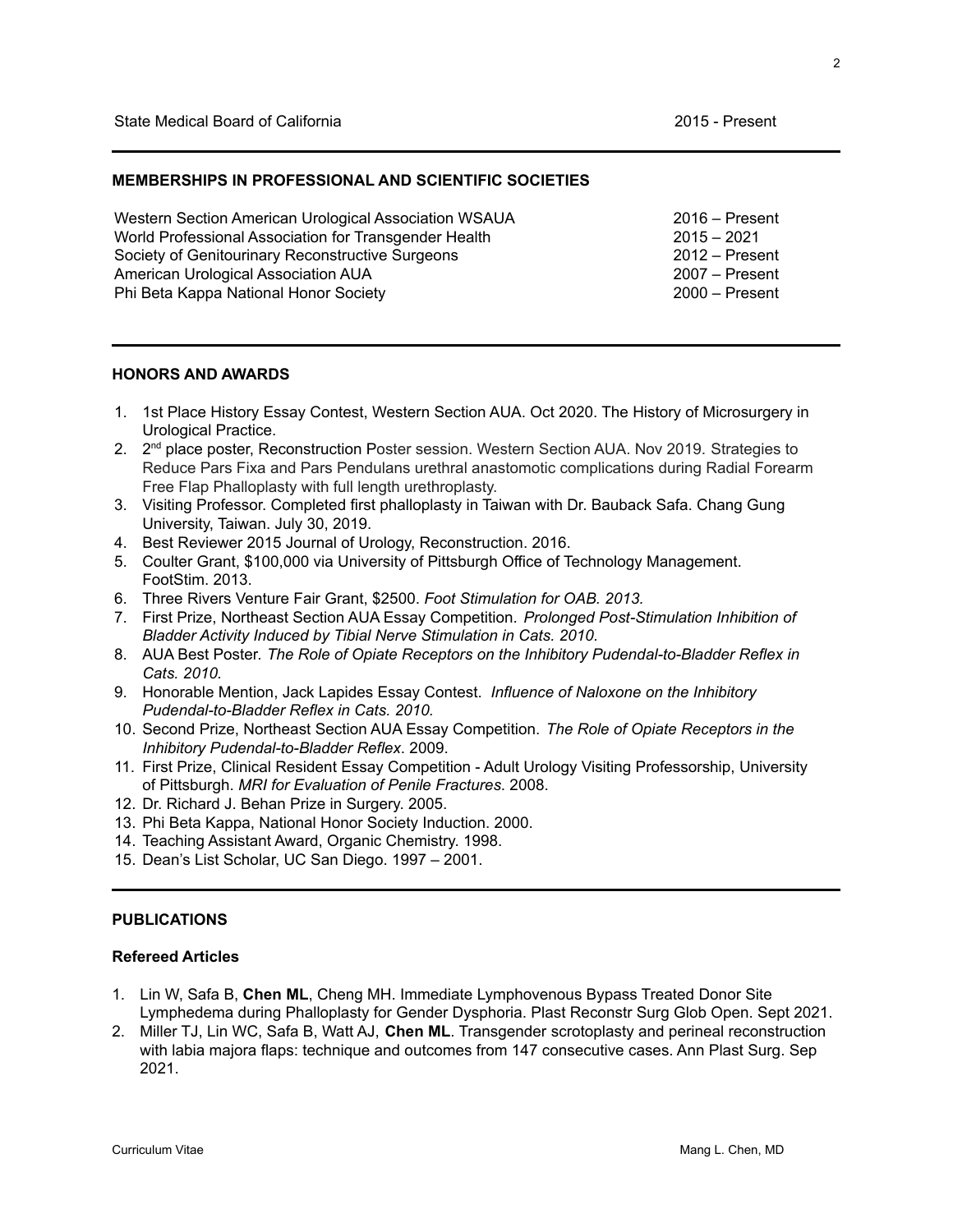State Medical Board of California 2015 - Present

## MEMBERSHIPS IN PROFESSIONAL AND SCIENTIFIC SOCIETIES

| | |
|---|---|
| Western Section American Urological Association WSAUA | 2016 – Present |
| World Professional Association for Transgender Health | 2015 – 2021 |
| Society of Genitourinary Reconstructive Surgeons | 2012 – Present |
| American Urological Association AUA | 2007 – Present |
| Phi Beta Kappa National Honor Society | 2000 – Present |

## HONORS AND AWARDS

1. 1st Place History Essay Contest, Western Section AUA. Oct 2020. The History of Microsurgery in Urological Practice.
2. 2nd place poster, Reconstruction Poster session. Western Section AUA. Nov 2019. Strategies to Reduce Pars Fixa and Pars Pendulans urethral anastomotic complications during Radial Forearm Free Flap Phalloplasty with full length urethroplasty.
3. Visiting Professor. Completed first phalloplasty in Taiwan with Dr. Bauback Safa. Chang Gung University, Taiwan. July 30, 2019.
4. Best Reviewer 2015 Journal of Urology, Reconstruction. 2016.
5. Coulter Grant, $100,000 via University of Pittsburgh Office of Technology Management. FootStim. 2013.
6. Three Rivers Venture Fair Grant, $2500. *Foot Stimulation for OAB. 2013.*
7. First Prize, Northeast Section AUA Essay Competition. *Prolonged Post-Stimulation Inhibition of Bladder Activity Induced by Tibial Nerve Stimulation in Cats. 2010.*
8. AUA Best Poster. *The Role of Opiate Receptors on the Inhibitory Pudendal-to-Bladder Reflex in Cats. 2010.*
9. Honorable Mention, Jack Lapides Essay Contest. *Influence of Naloxone on the Inhibitory Pudendal-to-Bladder Reflex in Cats. 2010.*
10. Second Prize, Northeast Section AUA Essay Competition. *The Role of Opiate Receptors in the Inhibitory Pudendal-to-Bladder Reflex*. 2009.
11. First Prize, Clinical Resident Essay Competition - Adult Urology Visiting Professorship, University of Pittsburgh. *MRI for Evaluation of Penile Fractures*. 2008.
12. Dr. Richard J. Behan Prize in Surgery. 2005.
13. Phi Beta Kappa, National Honor Society Induction. 2000.
14. Teaching Assistant Award, Organic Chemistry. 1998.
15. Dean's List Scholar, UC San Diego. 1997 – 2001.

## PUBLICATIONS

### Refereed Articles

1. Lin W, Safa B, **Chen ML**, Cheng MH. Immediate Lymphovenous Bypass Treated Donor Site Lymphedema during Phalloplasty for Gender Dysphoria. Plast Reconstr Surg Glob Open. Sept 2021.
2. Miller TJ, Lin WC, Safa B, Watt AJ, **Chen ML**. Transgender scrotoplasty and perineal reconstruction with labia majora flaps: technique and outcomes from 147 consecutive cases. Ann Plast Surg. Sep 2021.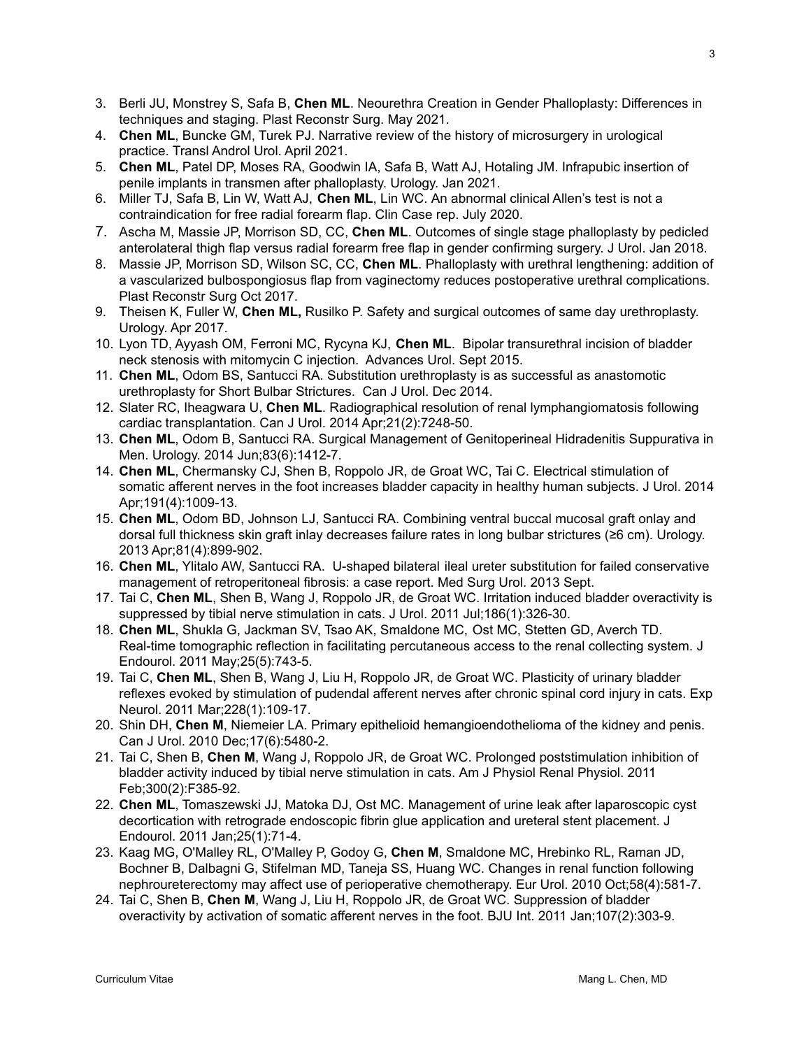3. Berli JU, Monstrey S, Safa B, **Chen ML**. Neourethra Creation in Gender Phalloplasty: Differences in techniques and staging. Plast Reconstr Surg. May 2021.
4. **Chen ML**, Buncke GM, Turek PJ. Narrative review of the history of microsurgery in urological practice. Transl Androl Urol. April 2021.
5. **Chen ML**, Patel DP, Moses RA, Goodwin IA, Safa B, Watt AJ, Hotaling JM. Infrapubic insertion of penile implants in transmen after phalloplasty. Urology. Jan 2021.
6. Miller TJ, Safa B, Lin W, Watt AJ, **Chen ML**, Lin WC. An abnormal clinical Allen's test is not a contraindication for free radial forearm flap. Clin Case rep. July 2020.
7. Ascha M, Massie JP, Morrison SD, CC, **Chen ML**. Outcomes of single stage phalloplasty by pedicled anterolateral thigh flap versus radial forearm free flap in gender confirming surgery. J Urol. Jan 2018.
8. Massie JP, Morrison SD, Wilson SC, CC, **Chen ML**. Phalloplasty with urethral lengthening: addition of a vascularized bulbospongiosus flap from vaginectomy reduces postoperative urethral complications. Plast Reconstr Surg Oct 2017.
9. Theisen K, Fuller W, **Chen ML,** Rusilko P. Safety and surgical outcomes of same day urethroplasty. Urology. Apr 2017.
10. Lyon TD, Ayyash OM, Ferroni MC, Rycyna KJ, **Chen ML**. Bipolar transurethral incision of bladder neck stenosis with mitomycin C injection. Advances Urol. Sept 2015.
11. **Chen ML**, Odom BS, Santucci RA. Substitution urethroplasty is as successful as anastomotic urethroplasty for Short Bulbar Strictures. Can J Urol. Dec 2014.
12. Slater RC, Iheagwara U, **Chen ML**. Radiographical resolution of renal lymphangiomatosis following cardiac transplantation. Can J Urol. 2014 Apr;21(2):7248-50.
13. **Chen ML**, Odom B, Santucci RA. Surgical Management of Genitoperineal Hidradenitis Suppurativa in Men. Urology. 2014 Jun;83(6):1412-7.
14. **Chen ML**, Chermansky CJ, Shen B, Roppolo JR, de Groat WC, Tai C. Electrical stimulation of somatic afferent nerves in the foot increases bladder capacity in healthy human subjects. J Urol. 2014 Apr;191(4):1009-13.
15. **Chen ML**, Odom BD, Johnson LJ, Santucci RA. Combining ventral buccal mucosal graft onlay and dorsal full thickness skin graft inlay decreases failure rates in long bulbar strictures (≥6 cm). Urology. 2013 Apr;81(4):899-902.
16. **Chen ML**, Ylitalo AW, Santucci RA. U-shaped bilateral ileal ureter substitution for failed conservative management of retroperitoneal fibrosis: a case report. Med Surg Urol. 2013 Sept.
17. Tai C, **Chen ML**, Shen B, Wang J, Roppolo JR, de Groat WC. Irritation induced bladder overactivity is suppressed by tibial nerve stimulation in cats. J Urol. 2011 Jul;186(1):326-30.
18. **Chen ML**, Shukla G, Jackman SV, Tsao AK, Smaldone MC, Ost MC, Stetten GD, Averch TD. Real-time tomographic reflection in facilitating percutaneous access to the renal collecting system. J Endourol. 2011 May;25(5):743-5.
19. Tai C, **Chen ML**, Shen B, Wang J, Liu H, Roppolo JR, de Groat WC. Plasticity of urinary bladder reflexes evoked by stimulation of pudendal afferent nerves after chronic spinal cord injury in cats. Exp Neurol. 2011 Mar;228(1):109-17.
20. Shin DH, **Chen M**, Niemeier LA. Primary epithelioid hemangioendothelioma of the kidney and penis. Can J Urol. 2010 Dec;17(6):5480-2.
21. Tai C, Shen B, **Chen M**, Wang J, Roppolo JR, de Groat WC. Prolonged poststimulation inhibition of bladder activity induced by tibial nerve stimulation in cats. Am J Physiol Renal Physiol. 2011 Feb;300(2):F385-92.
22. **Chen ML**, Tomaszewski JJ, Matoka DJ, Ost MC. Management of urine leak after laparoscopic cyst decortication with retrograde endoscopic fibrin glue application and ureteral stent placement. J Endourol. 2011 Jan;25(1):71-4.
23. Kaag MG, O'Malley RL, O'Malley P, Godoy G, **Chen M**, Smaldone MC, Hrebinko RL, Raman JD, Bochner B, Dalbagni G, Stifelman MD, Taneja SS, Huang WC. Changes in renal function following nephroureterectomy may affect use of perioperative chemotherapy. Eur Urol. 2010 Oct;58(4):581-7.
24. Tai C, Shen B, **Chen M**, Wang J, Liu H, Roppolo JR, de Groat WC. Suppression of bladder overactivity by activation of somatic afferent nerves in the foot. BJU Int. 2011 Jan;107(2):303-9.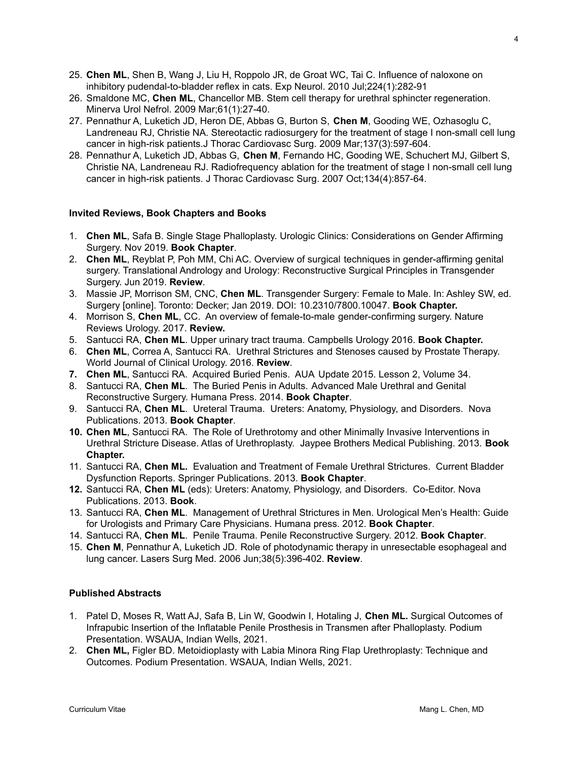25. **Chen ML**, Shen B, Wang J, Liu H, Roppolo JR, de Groat WC, Tai C. Influence of naloxone on inhibitory pudendal-to-bladder reflex in cats. Exp Neurol. 2010 Jul;224(1):282-91
26. Smaldone MC, **Chen ML**, Chancellor MB. Stem cell therapy for urethral sphincter regeneration. Minerva Urol Nefrol. 2009 Mar;61(1):27-40.
27. Pennathur A, Luketich JD, Heron DE, Abbas G, Burton S, **Chen M**, Gooding WE, Ozhasoglu C, Landreneau RJ, Christie NA. Stereotactic radiosurgery for the treatment of stage I non-small cell lung cancer in high-risk patients.J Thorac Cardiovasc Surg. 2009 Mar;137(3):597-604.
28. Pennathur A, Luketich JD, Abbas G, **Chen M**, Fernando HC, Gooding WE, Schuchert MJ, Gilbert S, Christie NA, Landreneau RJ. Radiofrequency ablation for the treatment of stage I non-small cell lung cancer in high-risk patients. J Thorac Cardiovasc Surg. 2007 Oct;134(4):857-64.

### Invited Reviews, Book Chapters and Books

1. **Chen ML**, Safa B. Single Stage Phalloplasty. Urologic Clinics: Considerations on Gender Affirming Surgery. Nov 2019. **Book Chapter**.
2. **Chen ML**, Reyblat P, Poh MM, Chi AC. Overview of surgical techniques in gender-affirming genital surgery. Translational Andrology and Urology: Reconstructive Surgical Principles in Transgender Surgery. Jun 2019. **Review**.
3. Massie JP, Morrison SM, CNC, **Chen ML**. Transgender Surgery: Female to Male. In: Ashley SW, ed. Surgery [online]. Toronto: Decker; Jan 2019. DOI: 10.2310/7800.10047. **Book Chapter.**
4. Morrison S, **Chen ML**, CC. An overview of female-to-male gender-confirming surgery. Nature Reviews Urology. 2017. **Review.**
5. Santucci RA, **Chen ML**. Upper urinary tract trauma. Campbells Urology 2016. **Book Chapter.**
6. **Chen ML**, Correa A, Santucci RA. Urethral Strictures and Stenoses caused by Prostate Therapy. World Journal of Clinical Urology. 2016. **Review**.
7. **Chen ML**, Santucci RA. Acquired Buried Penis. AUA Update 2015. Lesson 2, Volume 34.
8. Santucci RA, **Chen ML**. The Buried Penis in Adults. Advanced Male Urethral and Genital Reconstructive Surgery. Humana Press. 2014. **Book Chapter**.
9. Santucci RA, **Chen ML**. Ureteral Trauma. Ureters: Anatomy, Physiology, and Disorders. Nova Publications. 2013. **Book Chapter**.
10. **Chen ML**, Santucci RA. The Role of Urethrotomy and other Minimally Invasive Interventions in Urethral Stricture Disease. Atlas of Urethroplasty. Jaypee Brothers Medical Publishing. 2013. **Book Chapter.**
11. Santucci RA, **Chen ML.** Evaluation and Treatment of Female Urethral Strictures. Current Bladder Dysfunction Reports. Springer Publications. 2013. **Book Chapter**.
12. Santucci RA, **Chen ML** (eds): Ureters: Anatomy, Physiology, and Disorders. Co-Editor. Nova Publications. 2013. **Book**.
13. Santucci RA, **Chen ML**. Management of Urethral Strictures in Men. Urological Men's Health: Guide for Urologists and Primary Care Physicians. Humana press. 2012. **Book Chapter**.
14. Santucci RA, **Chen ML**. Penile Trauma. Penile Reconstructive Surgery. 2012. **Book Chapter**.
15. **Chen M**, Pennathur A, Luketich JD. Role of photodynamic therapy in unresectable esophageal and lung cancer. Lasers Surg Med. 2006 Jun;38(5):396-402. **Review**.

### Published Abstracts

1. Patel D, Moses R, Watt AJ, Safa B, Lin W, Goodwin I, Hotaling J, **Chen ML.** Surgical Outcomes of Infrapubic Insertion of the Inflatable Penile Prosthesis in Transmen after Phalloplasty. Podium Presentation. WSAUA, Indian Wells, 2021.
2. **Chen ML,** Figler BD. Metoidioplasty with Labia Minora Ring Flap Urethroplasty: Technique and Outcomes. Podium Presentation. WSAUA, Indian Wells, 2021.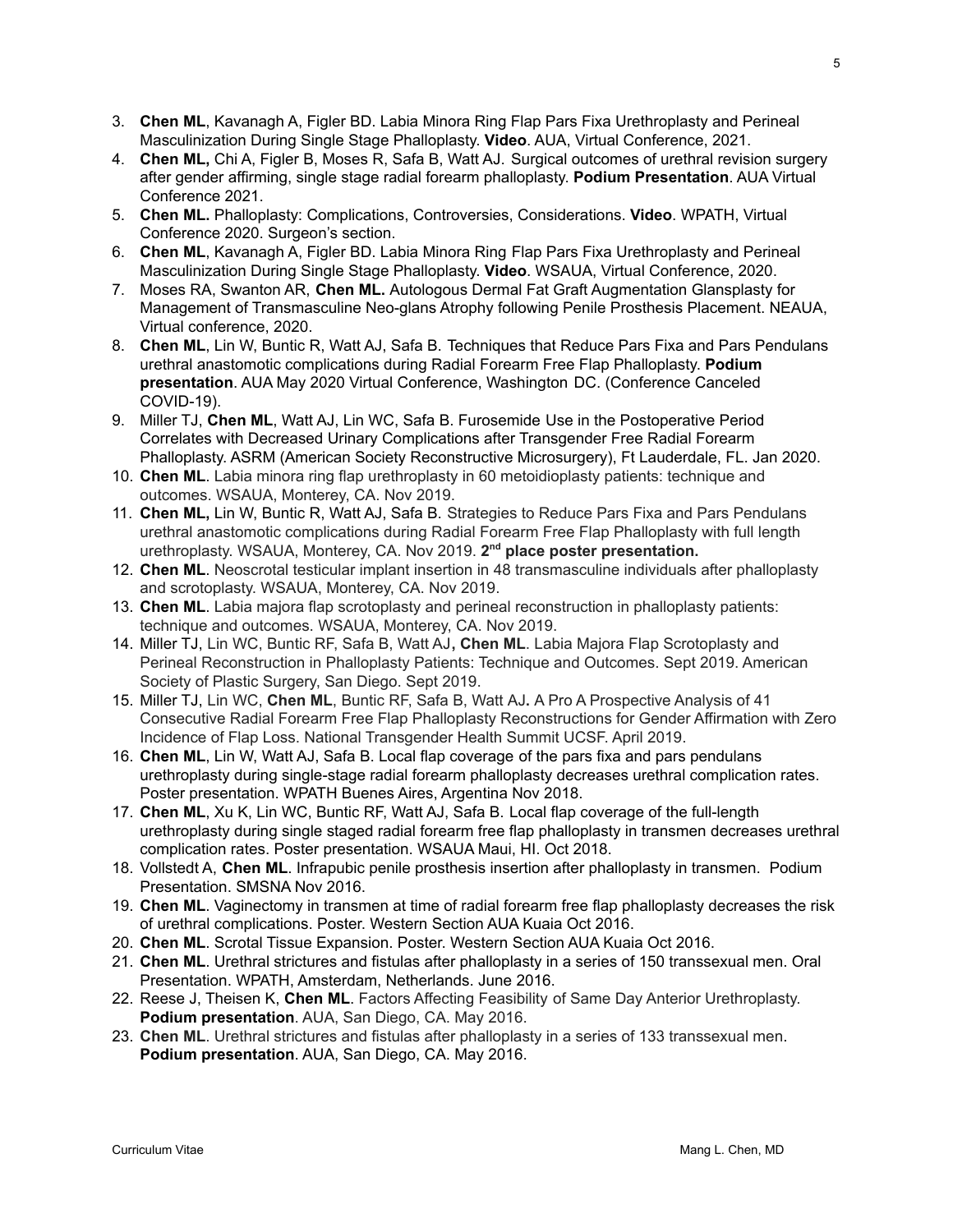3. **Chen ML**, Kavanagh A, Figler BD. Labia Minora Ring Flap Pars Fixa Urethroplasty and Perineal Masculinization During Single Stage Phalloplasty. **Video**. AUA, Virtual Conference, 2021.
4. **Chen ML,** Chi A, Figler B, Moses R, Safa B, Watt AJ. Surgical outcomes of urethral revision surgery after gender affirming, single stage radial forearm phalloplasty. **Podium Presentation**. AUA Virtual Conference 2021.
5. **Chen ML.** Phalloplasty: Complications, Controversies, Considerations. **Video**. WPATH, Virtual Conference 2020. Surgeon's section.
6. **Chen ML**, Kavanagh A, Figler BD. Labia Minora Ring Flap Pars Fixa Urethroplasty and Perineal Masculinization During Single Stage Phalloplasty. **Video**. WSAUA, Virtual Conference, 2020.
7. Moses RA, Swanton AR, **Chen ML.** Autologous Dermal Fat Graft Augmentation Glansplasty for Management of Transmasculine Neo-glans Atrophy following Penile Prosthesis Placement. NEAUA, Virtual conference, 2020.
8. **Chen ML**, Lin W, Buntic R, Watt AJ, Safa B. Techniques that Reduce Pars Fixa and Pars Pendulans urethral anastomotic complications during Radial Forearm Free Flap Phalloplasty. **Podium presentation**. AUA May 2020 Virtual Conference, Washington DC. (Conference Canceled COVID-19).
9. Miller TJ, **Chen ML**, Watt AJ, Lin WC, Safa B. Furosemide Use in the Postoperative Period Correlates with Decreased Urinary Complications after Transgender Free Radial Forearm Phalloplasty. ASRM (American Society Reconstructive Microsurgery), Ft Lauderdale, FL. Jan 2020.
10. **Chen ML**. Labia minora ring flap urethroplasty in 60 metoidioplasty patients: technique and outcomes. WSAUA, Monterey, CA. Nov 2019.
11. **Chen ML,** Lin W, Buntic R, Watt AJ, Safa B. Strategies to Reduce Pars Fixa and Pars Pendulans urethral anastomotic complications during Radial Forearm Free Flap Phalloplasty with full length urethroplasty. WSAUA, Monterey, CA. Nov 2019. **2nd place poster presentation.**
12. **Chen ML**. Neoscrotal testicular implant insertion in 48 transmasculine individuals after phalloplasty and scrotoplasty. WSAUA, Monterey, CA. Nov 2019.
13. **Chen ML**. Labia majora flap scrotoplasty and perineal reconstruction in phalloplasty patients: technique and outcomes. WSAUA, Monterey, CA. Nov 2019.
14. Miller TJ, Lin WC, Buntic RF, Safa B, Watt AJ**, Chen ML**. Labia Majora Flap Scrotoplasty and Perineal Reconstruction in Phalloplasty Patients: Technique and Outcomes. Sept 2019. American Society of Plastic Surgery, San Diego. Sept 2019.
15. Miller TJ, Lin WC, **Chen ML**, Buntic RF, Safa B, Watt AJ**.** A Pro A Prospective Analysis of 41 Consecutive Radial Forearm Free Flap Phalloplasty Reconstructions for Gender Affirmation with Zero Incidence of Flap Loss. National Transgender Health Summit UCSF. April 2019.
16. **Chen ML**, Lin W, Watt AJ, Safa B. Local flap coverage of the pars fixa and pars pendulans urethroplasty during single-stage radial forearm phalloplasty decreases urethral complication rates. Poster presentation. WPATH Buenes Aires, Argentina Nov 2018.
17. **Chen ML**, Xu K, Lin WC, Buntic RF, Watt AJ, Safa B. Local flap coverage of the full-length urethroplasty during single staged radial forearm free flap phalloplasty in transmen decreases urethral complication rates. Poster presentation. WSAUA Maui, HI. Oct 2018.
18. Vollstedt A, **Chen ML**. Infrapubic penile prosthesis insertion after phalloplasty in transmen. Podium Presentation. SMSNA Nov 2016.
19. **Chen ML**. Vaginectomy in transmen at time of radial forearm free flap phalloplasty decreases the risk of urethral complications. Poster. Western Section AUA Kuaia Oct 2016.
20. **Chen ML**. Scrotal Tissue Expansion. Poster. Western Section AUA Kuaia Oct 2016.
21. **Chen ML**. Urethral strictures and fistulas after phalloplasty in a series of 150 transsexual men. Oral Presentation. WPATH, Amsterdam, Netherlands. June 2016.
22. Reese J, Theisen K, **Chen ML**. Factors Affecting Feasibility of Same Day Anterior Urethroplasty. **Podium presentation**. AUA, San Diego, CA. May 2016.
23. **Chen ML**. Urethral strictures and fistulas after phalloplasty in a series of 133 transsexual men. **Podium presentation**. AUA, San Diego, CA. May 2016.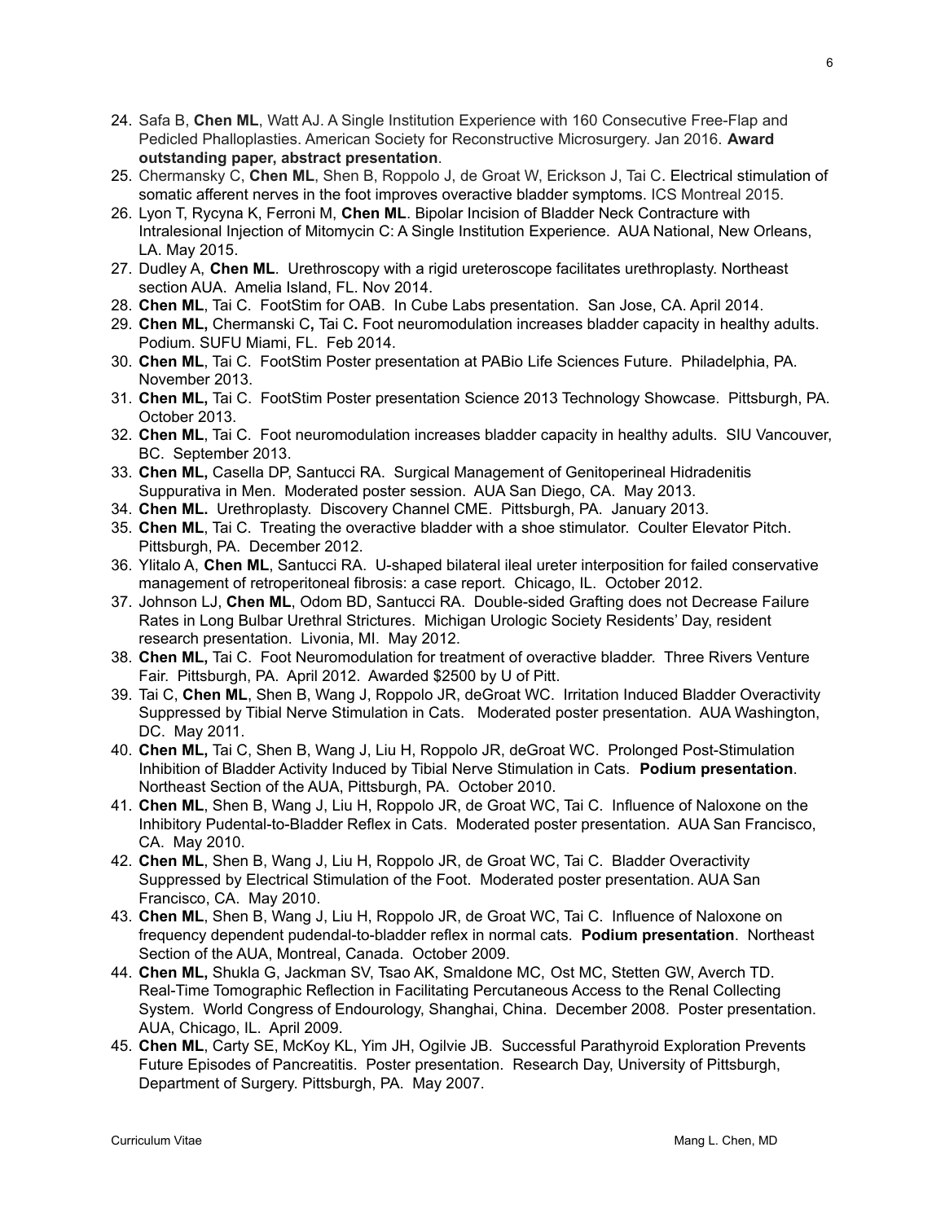24. Safa B, **Chen ML**, Watt AJ. A Single Institution Experience with 160 Consecutive Free-Flap and Pedicled Phalloplasties. American Society for Reconstructive Microsurgery. Jan 2016. **Award outstanding paper, abstract presentation**.
25. Chermansky C, **Chen ML**, Shen B, Roppolo J, de Groat W, Erickson J, Tai C. Electrical stimulation of somatic afferent nerves in the foot improves overactive bladder symptoms. ICS Montreal 2015.
26. Lyon T, Rycyna K, Ferroni M, **Chen ML**. Bipolar Incision of Bladder Neck Contracture with Intralesional Injection of Mitomycin C: A Single Institution Experience. AUA National, New Orleans, LA. May 2015.
27. Dudley A, **Chen ML**. Urethroscopy with a rigid ureteroscope facilitates urethroplasty. Northeast section AUA. Amelia Island, FL. Nov 2014.
28. **Chen ML**, Tai C. FootStim for OAB. In Cube Labs presentation. San Jose, CA. April 2014.
29. **Chen ML,** Chermanski C**,** Tai C**.** Foot neuromodulation increases bladder capacity in healthy adults. Podium. SUFU Miami, FL. Feb 2014.
30. **Chen ML**, Tai C. FootStim Poster presentation at PABio Life Sciences Future. Philadelphia, PA. November 2013.
31. **Chen ML,** Tai C. FootStim Poster presentation Science 2013 Technology Showcase. Pittsburgh, PA. October 2013.
32. **Chen ML**, Tai C. Foot neuromodulation increases bladder capacity in healthy adults. SIU Vancouver, BC. September 2013.
33. **Chen ML,** Casella DP, Santucci RA. Surgical Management of Genitoperineal Hidradenitis Suppurativa in Men. Moderated poster session. AUA San Diego, CA. May 2013.
34. **Chen ML.** Urethroplasty. Discovery Channel CME. Pittsburgh, PA. January 2013.
35. **Chen ML**, Tai C. Treating the overactive bladder with a shoe stimulator. Coulter Elevator Pitch. Pittsburgh, PA. December 2012.
36. Ylitalo A, **Chen ML**, Santucci RA. U-shaped bilateral ileal ureter interposition for failed conservative management of retroperitoneal fibrosis: a case report. Chicago, IL. October 2012.
37. Johnson LJ, **Chen ML**, Odom BD, Santucci RA. Double-sided Grafting does not Decrease Failure Rates in Long Bulbar Urethral Strictures. Michigan Urologic Society Residents' Day, resident research presentation. Livonia, MI. May 2012.
38. **Chen ML,** Tai C. Foot Neuromodulation for treatment of overactive bladder. Three Rivers Venture Fair. Pittsburgh, PA. April 2012. Awarded $2500 by U of Pitt.
39. Tai C, **Chen ML**, Shen B, Wang J, Roppolo JR, deGroat WC. Irritation Induced Bladder Overactivity Suppressed by Tibial Nerve Stimulation in Cats. Moderated poster presentation. AUA Washington, DC. May 2011.
40. **Chen ML,** Tai C, Shen B, Wang J, Liu H, Roppolo JR, deGroat WC. Prolonged Post-Stimulation Inhibition of Bladder Activity Induced by Tibial Nerve Stimulation in Cats. **Podium presentation**. Northeast Section of the AUA, Pittsburgh, PA. October 2010.
41. **Chen ML**, Shen B, Wang J, Liu H, Roppolo JR, de Groat WC, Tai C. Influence of Naloxone on the Inhibitory Pudental-to-Bladder Reflex in Cats. Moderated poster presentation. AUA San Francisco, CA. May 2010.
42. **Chen ML**, Shen B, Wang J, Liu H, Roppolo JR, de Groat WC, Tai C. Bladder Overactivity Suppressed by Electrical Stimulation of the Foot. Moderated poster presentation. AUA San Francisco, CA. May 2010.
43. **Chen ML**, Shen B, Wang J, Liu H, Roppolo JR, de Groat WC, Tai C. Influence of Naloxone on frequency dependent pudendal-to-bladder reflex in normal cats. **Podium presentation**. Northeast Section of the AUA, Montreal, Canada. October 2009.
44. **Chen ML,** Shukla G, Jackman SV, Tsao AK, Smaldone MC, Ost MC, Stetten GW, Averch TD. Real-Time Tomographic Reflection in Facilitating Percutaneous Access to the Renal Collecting System. World Congress of Endourology, Shanghai, China. December 2008. Poster presentation. AUA, Chicago, IL. April 2009.
45. **Chen ML**, Carty SE, McKoy KL, Yim JH, Ogilvie JB. Successful Parathyroid Exploration Prevents Future Episodes of Pancreatitis. Poster presentation. Research Day, University of Pittsburgh, Department of Surgery. Pittsburgh, PA. May 2007.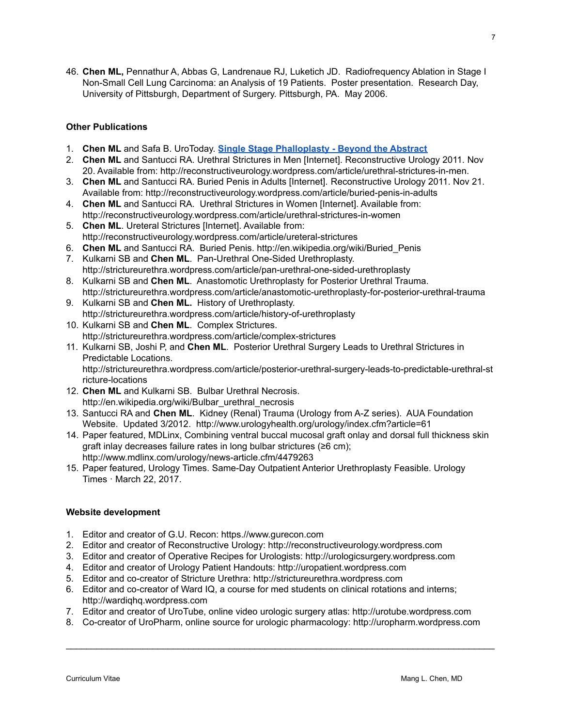46. **Chen ML,** Pennathur A, Abbas G, Landrenaue RJ, Luketich JD. Radiofrequency Ablation in Stage I Non-Small Cell Lung Carcinoma: an Analysis of 19 Patients. Poster presentation. Research Day, University of Pittsburgh, Department of Surgery. Pittsburgh, PA. May 2006.

**Other Publications**

1. **Chen ML** and Safa B. UroToday. **Single Stage Phalloplasty - Beyond the Abstract**
2. **Chen ML** and Santucci RA. Urethral Strictures in Men [Internet]. Reconstructive Urology 2011. Nov 20. Available from: http://reconstructiveurology.wordpress.com/article/urethral-strictures-in-men.
3. **Chen ML** and Santucci RA. Buried Penis in Adults [Internet]. Reconstructive Urology 2011. Nov 21. Available from: http://reconstructiveurology.wordpress.com/article/buried-penis-in-adults
4. **Chen ML** and Santucci RA. Urethral Strictures in Women [Internet]. Available from: http://reconstructiveurology.wordpress.com/article/urethral-strictures-in-women
5. **Chen ML**. Ureteral Strictures [Internet]. Available from: http://reconstructiveurology.wordpress.com/article/ureteral-strictures
6. **Chen ML** and Santucci RA. Buried Penis. http://en.wikipedia.org/wiki/Buried_Penis
7. Kulkarni SB and **Chen ML**. Pan-Urethral One-Sided Urethroplasty. http://strictureurethra.wordpress.com/article/pan-urethral-one-sided-urethroplasty
8. Kulkarni SB and **Chen ML**. Anastomotic Urethroplasty for Posterior Urethral Trauma. http://strictureurethra.wordpress.com/article/anastomotic-urethroplasty-for-posterior-urethral-trauma
9. Kulkarni SB and **Chen ML.** History of Urethroplasty. http://strictureurethra.wordpress.com/article/history-of-urethroplasty
10. Kulkarni SB and **Chen ML**. Complex Strictures. http://strictureurethra.wordpress.com/article/complex-strictures
11. Kulkarni SB, Joshi P, and **Chen ML**. Posterior Urethral Surgery Leads to Urethral Strictures in Predictable Locations. http://strictureurethra.wordpress.com/article/posterior-urethral-surgery-leads-to-predictable-urethral-stricture-locations
12. **Chen ML** and Kulkarni SB. Bulbar Urethral Necrosis. http://en.wikipedia.org/wiki/Bulbar_urethral_necrosis
13. Santucci RA and **Chen ML**. Kidney (Renal) Trauma (Urology from A-Z series). AUA Foundation Website. Updated 3/2012. http://www.urologyhealth.org/urology/index.cfm?article=61
14. Paper featured, MDLinx, Combining ventral buccal mucosal graft onlay and dorsal full thickness skin graft inlay decreases failure rates in long bulbar strictures (≥6 cm); http://www.mdlinx.com/urology/news-article.cfm/4479263
15. Paper featured, Urology Times. Same-Day Outpatient Anterior Urethroplasty Feasible. Urology Times · March 22, 2017.

**Website development**

1. Editor and creator of G.U. Recon: https.//www.gurecon.com
2. Editor and creator of Reconstructive Urology: http://reconstructiveurology.wordpress.com
3. Editor and creator of Operative Recipes for Urologists: http://urologicsurgery.wordpress.com
4. Editor and creator of Urology Patient Handouts: http://uropatient.wordpress.com
5. Editor and co-creator of Stricture Urethra: http://strictureurethra.wordpress.com
6. Editor and co-creator of Ward IQ, a course for med students on clinical rotations and interns; http://wardiqhq.wordpress.com
7. Editor and creator of UroTube, online video urologic surgery atlas: http://urotube.wordpress.com
8. Co-creator of UroPharm, online source for urologic pharmacology: http://uropharm.wordpress.com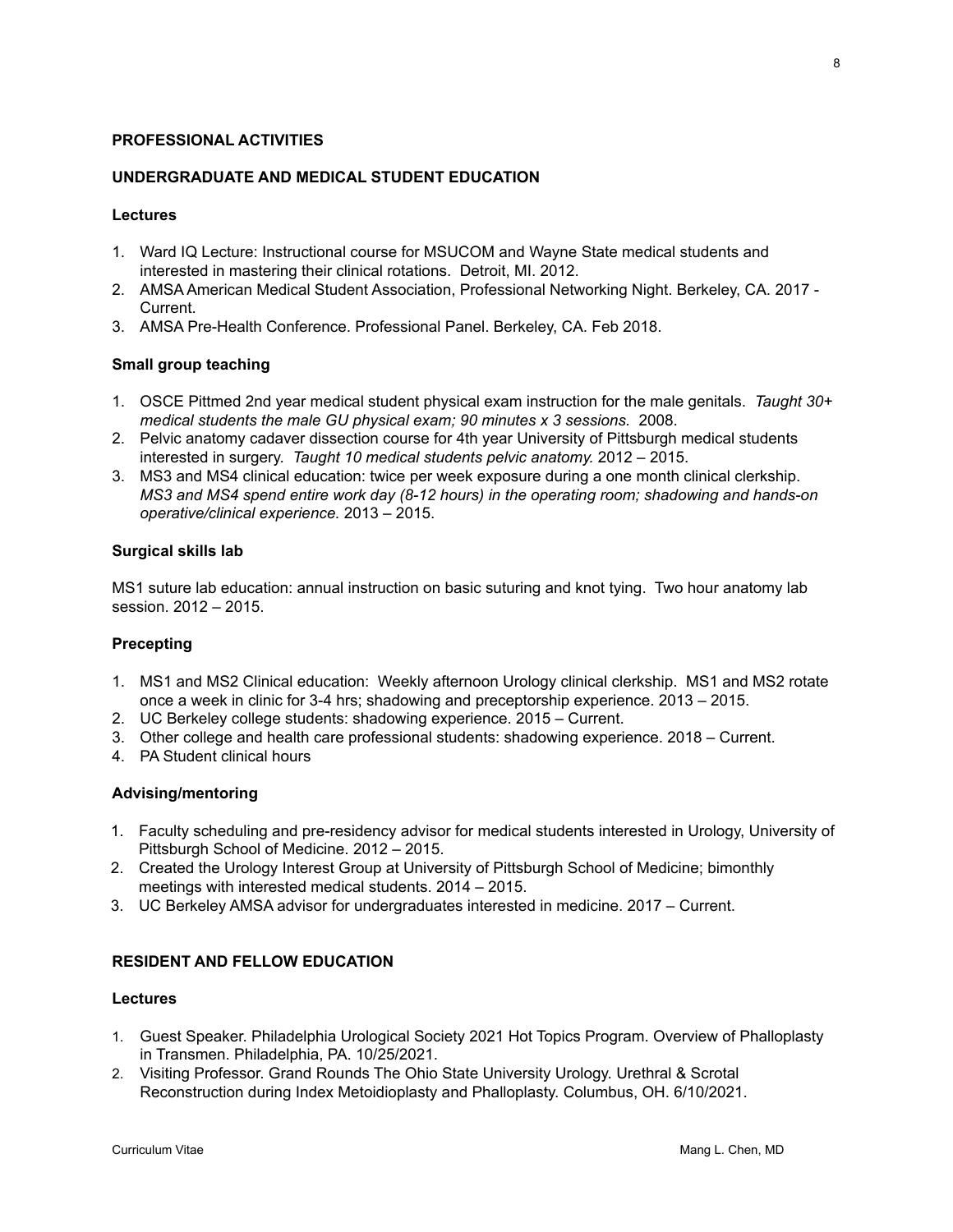## PROFESSIONAL ACTIVITIES

## UNDERGRADUATE AND MEDICAL STUDENT EDUCATION

### Lectures

1. Ward IQ Lecture: Instructional course for MSUCOM and Wayne State medical students and interested in mastering their clinical rotations. Detroit, MI. 2012.
2. AMSA American Medical Student Association, Professional Networking Night. Berkeley, CA. 2017 - Current.
3. AMSA Pre-Health Conference. Professional Panel. Berkeley, CA. Feb 2018.

### Small group teaching

1. OSCE Pittmed 2nd year medical student physical exam instruction for the male genitals. *Taught 30+ medical students the male GU physical exam; 90 minutes x 3 sessions.* 2008.
2. Pelvic anatomy cadaver dissection course for 4th year University of Pittsburgh medical students interested in surgery. *Taught 10 medical students pelvic anatomy.* 2012 – 2015.
3. MS3 and MS4 clinical education: twice per week exposure during a one month clinical clerkship. *MS3 and MS4 spend entire work day (8-12 hours) in the operating room; shadowing and hands-on operative/clinical experience.* 2013 – 2015.

### Surgical skills lab

MS1 suture lab education: annual instruction on basic suturing and knot tying. Two hour anatomy lab session. 2012 – 2015.

### Precepting

1. MS1 and MS2 Clinical education: Weekly afternoon Urology clinical clerkship. MS1 and MS2 rotate once a week in clinic for 3-4 hrs; shadowing and preceptorship experience. 2013 – 2015.
2. UC Berkeley college students: shadowing experience. 2015 – Current.
3. Other college and health care professional students: shadowing experience. 2018 – Current.
4. PA Student clinical hours

### Advising/mentoring

1. Faculty scheduling and pre-residency advisor for medical students interested in Urology, University of Pittsburgh School of Medicine. 2012 – 2015.
2. Created the Urology Interest Group at University of Pittsburgh School of Medicine; bimonthly meetings with interested medical students. 2014 – 2015.
3. UC Berkeley AMSA advisor for undergraduates interested in medicine. 2017 – Current.

## RESIDENT AND FELLOW EDUCATION

### Lectures

1. Guest Speaker. Philadelphia Urological Society 2021 Hot Topics Program. Overview of Phalloplasty in Transmen. Philadelphia, PA. 10/25/2021.
2. Visiting Professor. Grand Rounds The Ohio State University Urology. Urethral & Scrotal Reconstruction during Index Metoidioplasty and Phalloplasty. Columbus, OH. 6/10/2021.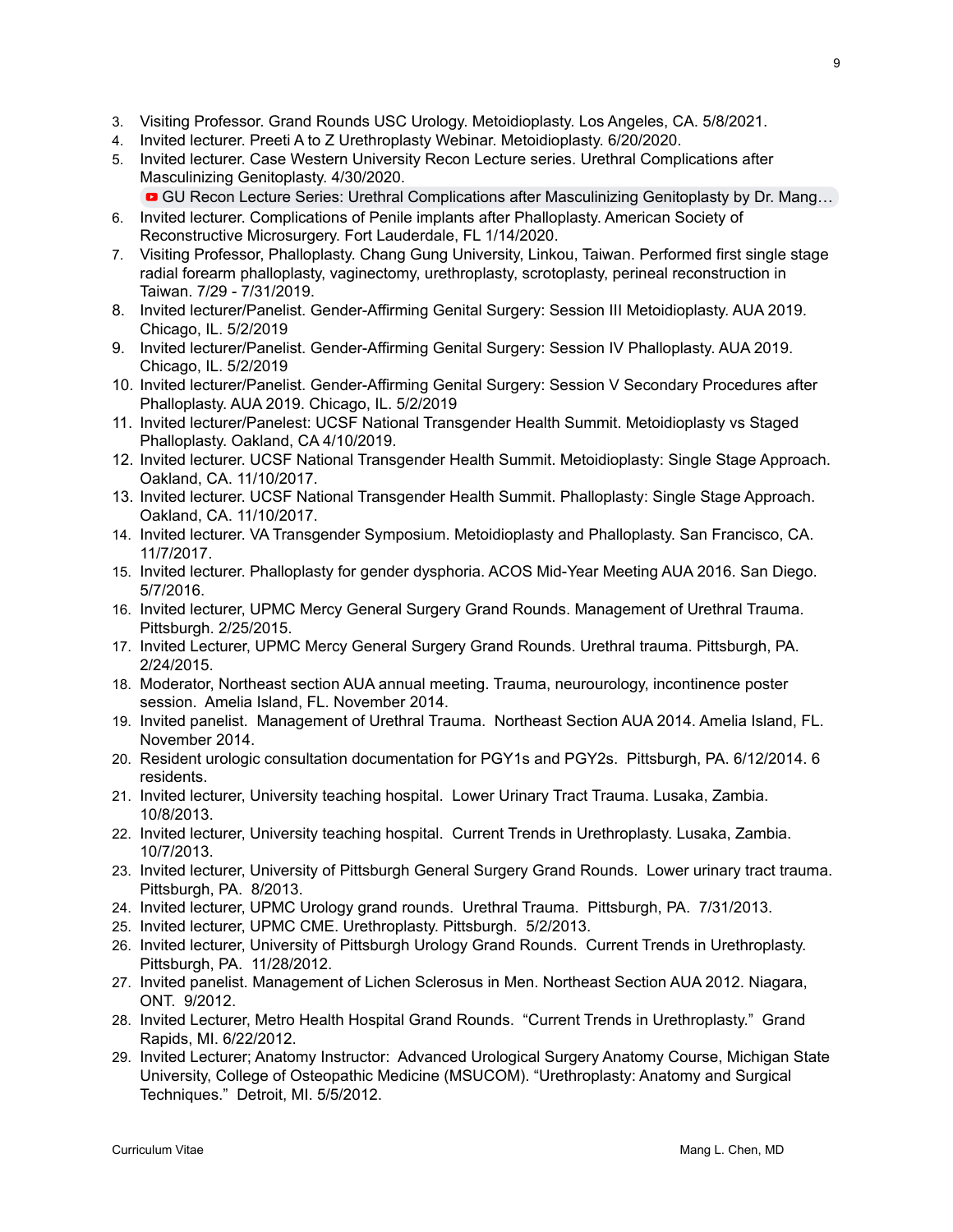3. Visiting Professor. Grand Rounds USC Urology. Metoidioplasty. Los Angeles, CA. 5/8/2021.
4. Invited lecturer. Preeti A to Z Urethroplasty Webinar. Metoidioplasty. 6/20/2020.
5. Invited lecturer. Case Western University Recon Lecture series. Urethral Complications after Masculinizing Genitoplasty. 4/30/2020.
   GU Recon Lecture Series: Urethral Complications after Masculinizing Genitoplasty by Dr. Mang…
6. Invited lecturer. Complications of Penile implants after Phalloplasty. American Society of Reconstructive Microsurgery. Fort Lauderdale, FL 1/14/2020.
7. Visiting Professor, Phalloplasty. Chang Gung University, Linkou, Taiwan. Performed first single stage radial forearm phalloplasty, vaginectomy, urethroplasty, scrotoplasty, perineal reconstruction in Taiwan. 7/29 - 7/31/2019.
8. Invited lecturer/Panelist. Gender-Affirming Genital Surgery: Session III Metoidioplasty. AUA 2019. Chicago, IL. 5/2/2019
9. Invited lecturer/Panelist. Gender-Affirming Genital Surgery: Session IV Phalloplasty. AUA 2019. Chicago, IL. 5/2/2019
10. Invited lecturer/Panelist. Gender-Affirming Genital Surgery: Session V Secondary Procedures after Phalloplasty. AUA 2019. Chicago, IL. 5/2/2019
11. Invited lecturer/Panelest: UCSF National Transgender Health Summit. Metoidioplasty vs Staged Phalloplasty. Oakland, CA 4/10/2019.
12. Invited lecturer. UCSF National Transgender Health Summit. Metoidioplasty: Single Stage Approach. Oakland, CA. 11/10/2017.
13. Invited lecturer. UCSF National Transgender Health Summit. Phalloplasty: Single Stage Approach. Oakland, CA. 11/10/2017.
14. Invited lecturer. VA Transgender Symposium. Metoidioplasty and Phalloplasty. San Francisco, CA. 11/7/2017.
15. Invited lecturer. Phalloplasty for gender dysphoria. ACOS Mid-Year Meeting AUA 2016. San Diego. 5/7/2016.
16. Invited lecturer, UPMC Mercy General Surgery Grand Rounds. Management of Urethral Trauma. Pittsburgh. 2/25/2015.
17. Invited Lecturer, UPMC Mercy General Surgery Grand Rounds. Urethral trauma. Pittsburgh, PA. 2/24/2015.
18. Moderator, Northeast section AUA annual meeting. Trauma, neurourology, incontinence poster session. Amelia Island, FL. November 2014.
19. Invited panelist. Management of Urethral Trauma. Northeast Section AUA 2014. Amelia Island, FL. November 2014.
20. Resident urologic consultation documentation for PGY1s and PGY2s. Pittsburgh, PA. 6/12/2014. 6 residents.
21. Invited lecturer, University teaching hospital. Lower Urinary Tract Trauma. Lusaka, Zambia. 10/8/2013.
22. Invited lecturer, University teaching hospital. Current Trends in Urethroplasty. Lusaka, Zambia. 10/7/2013.
23. Invited lecturer, University of Pittsburgh General Surgery Grand Rounds. Lower urinary tract trauma. Pittsburgh, PA. 8/2013.
24. Invited lecturer, UPMC Urology grand rounds. Urethral Trauma. Pittsburgh, PA. 7/31/2013.
25. Invited lecturer, UPMC CME. Urethroplasty. Pittsburgh. 5/2/2013.
26. Invited lecturer, University of Pittsburgh Urology Grand Rounds. Current Trends in Urethroplasty. Pittsburgh, PA. 11/28/2012.
27. Invited panelist. Management of Lichen Sclerosus in Men. Northeast Section AUA 2012. Niagara, ONT. 9/2012.
28. Invited Lecturer, Metro Health Hospital Grand Rounds. "Current Trends in Urethroplasty." Grand Rapids, MI. 6/22/2012.
29. Invited Lecturer; Anatomy Instructor: Advanced Urological Surgery Anatomy Course, Michigan State University, College of Osteopathic Medicine (MSUCOM). "Urethroplasty: Anatomy and Surgical Techniques." Detroit, MI. 5/5/2012.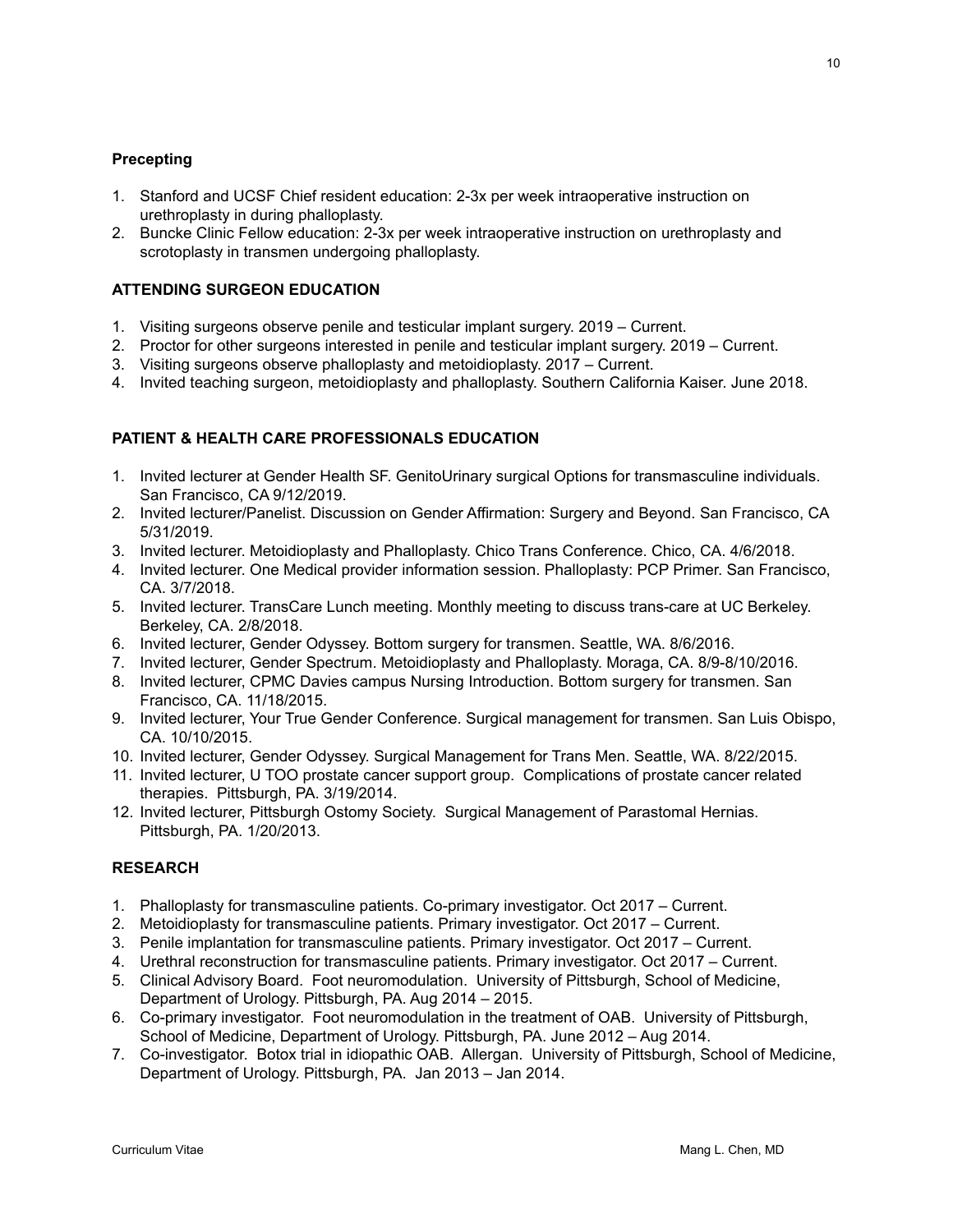**Precepting**

1. Stanford and UCSF Chief resident education: 2-3x per week intraoperative instruction on urethroplasty in during phalloplasty.
2. Buncke Clinic Fellow education: 2-3x per week intraoperative instruction on urethroplasty and scrotoplasty in transmen undergoing phalloplasty.

**ATTENDING SURGEON EDUCATION**

1. Visiting surgeons observe penile and testicular implant surgery. 2019 – Current.
2. Proctor for other surgeons interested in penile and testicular implant surgery. 2019 – Current.
3. Visiting surgeons observe phalloplasty and metoidioplasty. 2017 – Current.
4. Invited teaching surgeon, metoidioplasty and phalloplasty. Southern California Kaiser. June 2018.

**PATIENT & HEALTH CARE PROFESSIONALS EDUCATION**

1. Invited lecturer at Gender Health SF. GenitoUrinary surgical Options for transmasculine individuals. San Francisco, CA 9/12/2019.
2. Invited lecturer/Panelist. Discussion on Gender Affirmation: Surgery and Beyond. San Francisco, CA 5/31/2019.
3. Invited lecturer. Metoidioplasty and Phalloplasty. Chico Trans Conference. Chico, CA. 4/6/2018.
4. Invited lecturer. One Medical provider information session. Phalloplasty: PCP Primer. San Francisco, CA. 3/7/2018.
5. Invited lecturer. TransCare Lunch meeting. Monthly meeting to discuss trans-care at UC Berkeley. Berkeley, CA. 2/8/2018.
6. Invited lecturer, Gender Odyssey. Bottom surgery for transmen. Seattle, WA. 8/6/2016.
7. Invited lecturer, Gender Spectrum. Metoidioplasty and Phalloplasty. Moraga, CA. 8/9-8/10/2016.
8. Invited lecturer, CPMC Davies campus Nursing Introduction. Bottom surgery for transmen. San Francisco, CA. 11/18/2015.
9. Invited lecturer, Your True Gender Conference. Surgical management for transmen. San Luis Obispo, CA. 10/10/2015.
10. Invited lecturer, Gender Odyssey. Surgical Management for Trans Men. Seattle, WA. 8/22/2015.
11. Invited lecturer, U TOO prostate cancer support group. Complications of prostate cancer related therapies. Pittsburgh, PA. 3/19/2014.
12. Invited lecturer, Pittsburgh Ostomy Society. Surgical Management of Parastomal Hernias. Pittsburgh, PA. 1/20/2013.

**RESEARCH**

1. Phalloplasty for transmasculine patients. Co-primary investigator. Oct 2017 – Current.
2. Metoidioplasty for transmasculine patients. Primary investigator. Oct 2017 – Current.
3. Penile implantation for transmasculine patients. Primary investigator. Oct 2017 – Current.
4. Urethral reconstruction for transmasculine patients. Primary investigator. Oct 2017 – Current.
5. Clinical Advisory Board. Foot neuromodulation. University of Pittsburgh, School of Medicine, Department of Urology. Pittsburgh, PA. Aug 2014 – 2015.
6. Co-primary investigator. Foot neuromodulation in the treatment of OAB. University of Pittsburgh, School of Medicine, Department of Urology. Pittsburgh, PA. June 2012 – Aug 2014.
7. Co-investigator. Botox trial in idiopathic OAB. Allergan. University of Pittsburgh, School of Medicine, Department of Urology. Pittsburgh, PA. Jan 2013 – Jan 2014.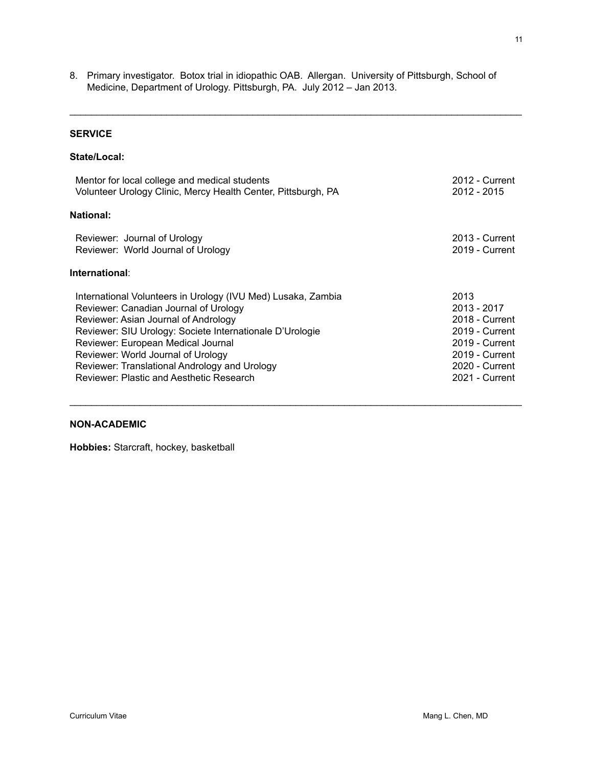8. Primary investigator. Botox trial in idiopathic OAB. Allergan. University of Pittsburgh, School of Medicine, Department of Urology. Pittsburgh, PA. July 2012 – Jan 2013.

---

## SERVICE

### State/Local:

| | |
|---|---|
| Mentor for local college and medical students | 2012 - Current |
| Volunteer Urology Clinic, Mercy Health Center, Pittsburgh, PA | 2012 - 2015 |

### National:

| | |
|---|---|
| Reviewer: Journal of Urology | 2013 - Current |
| Reviewer: World Journal of Urology | 2019 - Current |

### International:

| | |
|---|---|
| International Volunteers in Urology (IVU Med) Lusaka, Zambia | 2013 |
| Reviewer: Canadian Journal of Urology | 2013 - 2017 |
| Reviewer: Asian Journal of Andrology | 2018 - Current |
| Reviewer: SIU Urology: Societe Internationale D'Urologie | 2019 - Current |
| Reviewer: European Medical Journal | 2019 - Current |
| Reviewer: World Journal of Urology | 2019 - Current |
| Reviewer: Translational Andrology and Urology | 2020 - Current |
| Reviewer: Plastic and Aesthetic Research | 2021 - Current |

---

## NON-ACADEMIC

**Hobbies:** Starcraft, hockey, basketball